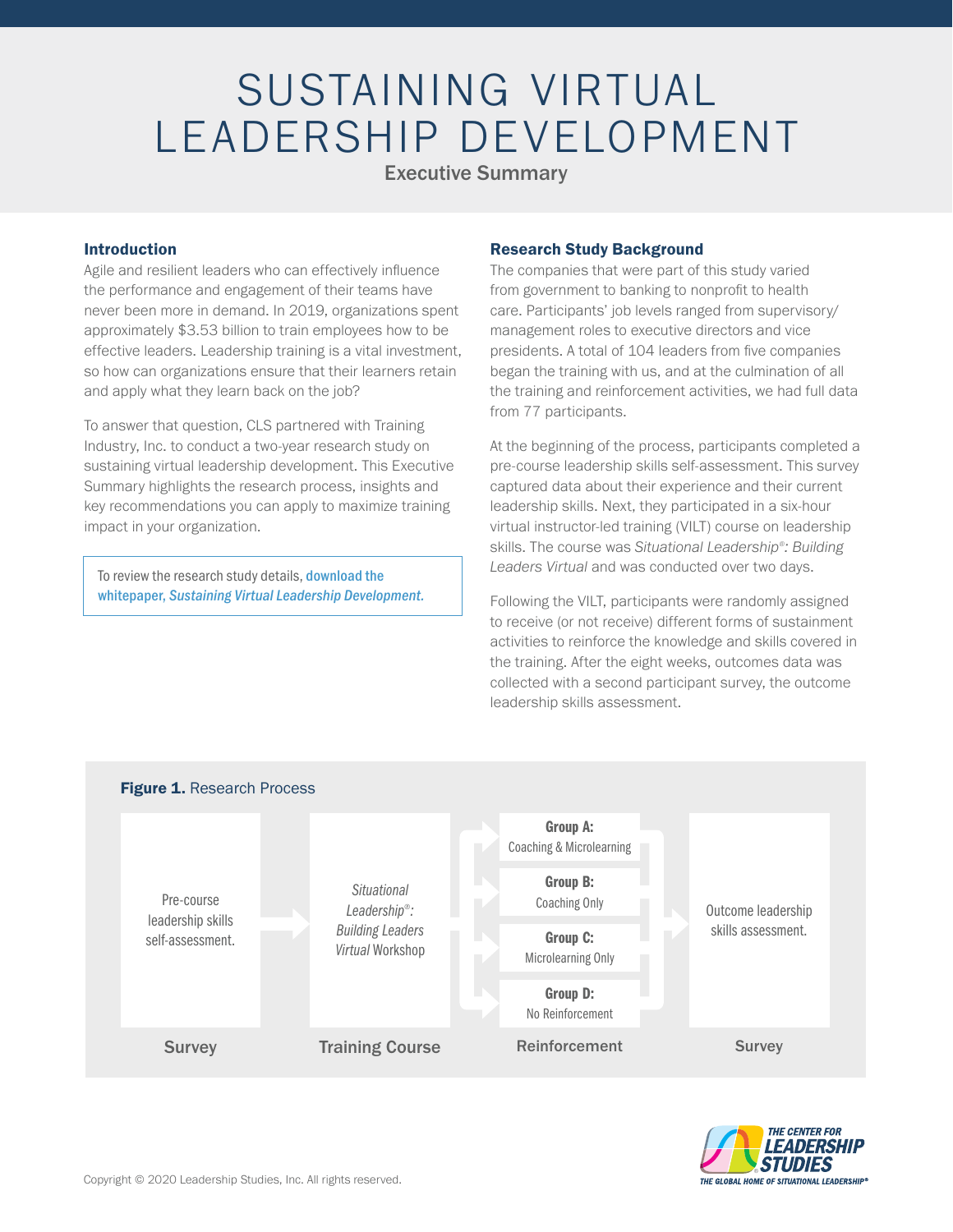# SUSTAINING VIRTUAL LEADERSHIP DEVELOPMENT

## Executive Summary

### Introduction

Agile and resilient leaders who can effectively influence the performance and engagement of their teams have never been more in demand. In 2019, organizations spent approximately $3.53 billion to train employees how to be effective leaders. Leadership training is a vital investment, so how can organizations ensure that their learners retain and apply what they learn back on the job?

To answer that question, CLS partnered with Training Industry, Inc. to conduct a two-year research study on sustaining virtual leadership development. This Executive Summary highlights the research process, insights and key recommendations you can apply to maximize training impact in your organization.

> To review the research study details, download the whitepaper, *Sustaining Virtual Leadership Development.*

### Research Study Background

The companies that were part of this study varied from government to banking to nonprofit to health care. Participants' job levels ranged from supervisory/management roles to executive directors and vice presidents. A total of 104 leaders from five companies began the training with us, and at the culmination of all the training and reinforcement activities, we had full data from 77 participants.

At the beginning of the process, participants completed a pre-course leadership skills self-assessment. This survey captured data about their experience and their current leadership skills. Next, they participated in a six-hour virtual instructor-led training (VILT) course on leadership skills. The course was *Situational Leadership®: Building Leaders Virtual* and was conducted over two days.

Following the VILT, participants were randomly assigned to receive (or not receive) different forms of sustainment activities to reinforce the knowledge and skills covered in the training. After the eight weeks, outcomes data was collected with a second participant survey, the outcome leadership skills assessment.

**Figure 1.** Research Process

| Survey | Training Course | Reinforcement | Survey |
| --- | --- | --- | --- |
| Pre-course leadership skills self-assessment. | *Situational Leadership®: Building Leaders Virtual* Workshop | **Group A:** Coaching & Microlearning<br>**Group B:** Coaching Only<br>**Group C:** Microlearning Only<br>**Group D:** No Reinforcement | Outcome leadership skills assessment. |

Copyright © 2020 Leadership Studies, Inc. All rights reserved.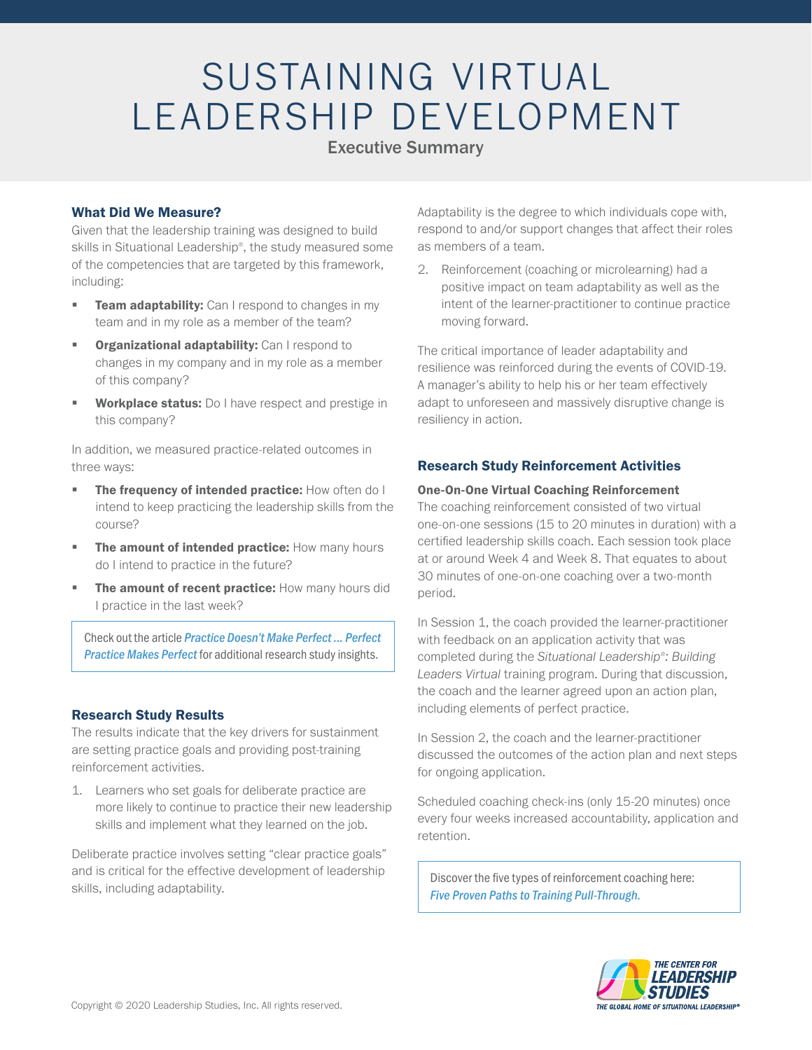# SUSTAINING VIRTUAL LEADERSHIP DEVELOPMENT

Executive Summary

## What Did We Measure?

Given that the leadership training was designed to build skills in Situational Leadership®, the study measured some of the competencies that are targeted by this framework, including:

- **Team adaptability:** Can I respond to changes in my team and in my role as a member of the team?
- **Organizational adaptability:** Can I respond to changes in my company and in my role as a member of this company?
- **Workplace status:** Do I have respect and prestige in this company?

In addition, we measured practice-related outcomes in three ways:

- **The frequency of intended practice:** How often do I intend to keep practicing the leadership skills from the course?
- **The amount of intended practice:** How many hours do I intend to practice in the future?
- **The amount of recent practice:** How many hours did I practice in the last week?

> Check out the article *Practice Doesn't Make Perfect … Perfect Practice Makes Perfect* for additional research study insights.

## Research Study Results

The results indicate that the key drivers for sustainment are setting practice goals and providing post-training reinforcement activities.

1. Learners who set goals for deliberate practice are more likely to continue to practice their new leadership skills and implement what they learned on the job.

Deliberate practice involves setting "clear practice goals" and is critical for the effective development of leadership skills, including adaptability.

Adaptability is the degree to which individuals cope with, respond to and/or support changes that affect their roles as members of a team.

2. Reinforcement (coaching or microlearning) had a positive impact on team adaptability as well as the intent of the learner-practitioner to continue practice moving forward.

The critical importance of leader adaptability and resilience was reinforced during the events of COVID-19. A manager's ability to help his or her team effectively adapt to unforeseen and massively disruptive change is resiliency in action.

## Research Study Reinforcement Activities

### One-On-One Virtual Coaching Reinforcement

The coaching reinforcement consisted of two virtual one-on-one sessions (15 to 20 minutes in duration) with a certified leadership skills coach. Each session took place at or around Week 4 and Week 8. That equates to about 30 minutes of one-on-one coaching over a two-month period.

In Session 1, the coach provided the learner-practitioner with feedback on an application activity that was completed during the *Situational Leadership®: Building Leaders Virtual* training program. During that discussion, the coach and the learner agreed upon an action plan, including elements of perfect practice.

In Session 2, the coach and the learner-practitioner discussed the outcomes of the action plan and next steps for ongoing application.

Scheduled coaching check-ins (only 15-20 minutes) once every four weeks increased accountability, application and retention.

> Discover the five types of reinforcement coaching here: *Five Proven Paths to Training Pull-Through.*

Copyright © 2020 Leadership Studies, Inc. All rights reserved.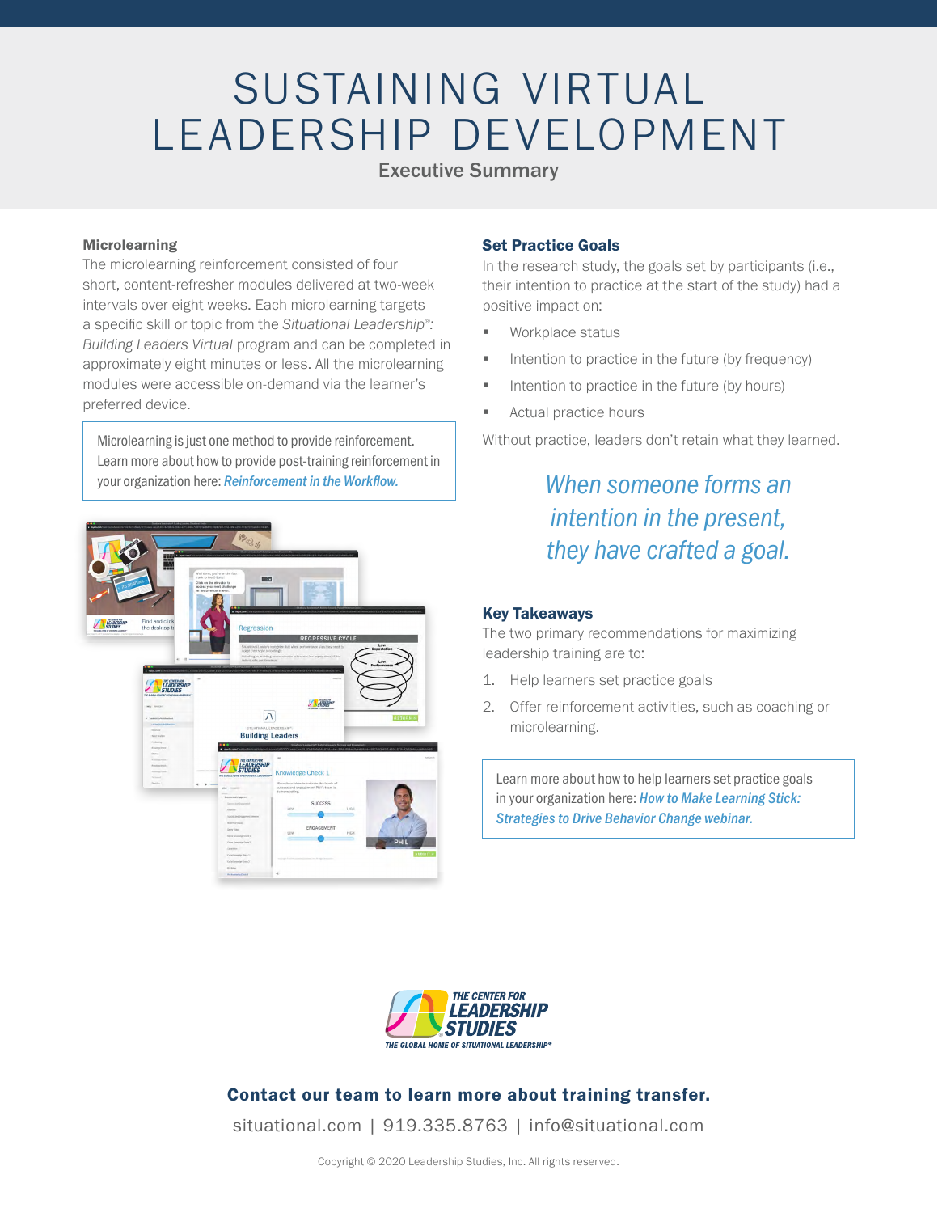# SUSTAINING VIRTUAL LEADERSHIP DEVELOPMENT

## Executive Summary

### Microlearning

The microlearning reinforcement consisted of four short, content-refresher modules delivered at two-week intervals over eight weeks. Each microlearning targets a specific skill or topic from the *Situational Leadership®: Building Leaders Virtual* program and can be completed in approximately eight minutes or less. All the microlearning modules were accessible on-demand via the learner's preferred device.

> Microlearning is just one method to provide reinforcement. Learn more about how to provide post-training reinforcement in your organization here: ***Reinforcement in the Workflow.***

### Set Practice Goals

In the research study, the goals set by participants (i.e., their intention to practice at the start of the study) had a positive impact on:

- Workplace status
- Intention to practice in the future (by frequency)
- Intention to practice in the future (by hours)
- Actual practice hours

Without practice, leaders don't retain what they learned.

*When someone forms an intention in the present, they have crafted a goal.*

### Key Takeaways

The two primary recommendations for maximizing leadership training are to:

1. Help learners set practice goals
2. Offer reinforcement activities, such as coaching or microlearning.

> Learn more about how to help learners set practice goals in your organization here: ***How to Make Learning Stick: Strategies to Drive Behavior Change webinar.***

**Contact our team to learn more about training transfer.**

situational.com | 919.335.8763 | info@situational.com

Copyright © 2020 Leadership Studies, Inc. All rights reserved.